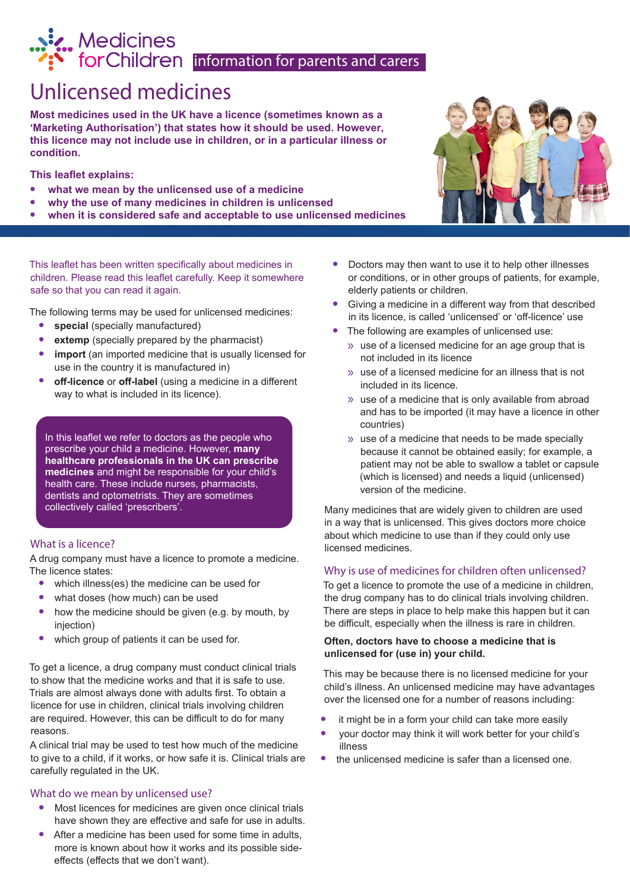Medicines for Children information for parents and carers

# Unlicensed medicines

**Most medicines used in the UK have a licence (sometimes known as a 'Marketing Authorisation') that states how it should be used. However, this licence may not include use in children, or in a particular illness or condition.**

**This leaflet explains:**

- **what we mean by the unlicensed use of a medicine**
- **why the use of many medicines in children is unlicensed**
- **when it is considered safe and acceptable to use unlicensed medicines**

This leaflet has been written specifically about medicines in children. Please read this leaflet carefully. Keep it somewhere safe so that you can read it again.

The following terms may be used for unlicensed medicines:

- **special** (specially manufactured)
- **extemp** (specially prepared by the pharmacist)
- **import** (an imported medicine that is usually licensed for use in the country it is manufactured in)
- **off-licence** or **off-label** (using a medicine in a different way to what is included in its licence).

In this leaflet we refer to doctors as the people who prescribe your child a medicine. However, **many healthcare professionals in the UK can prescribe medicines** and might be responsible for your child's health care. These include nurses, pharmacists, dentists and optometrists. They are sometimes collectively called 'prescribers'.

## What is a licence?

A drug company must have a licence to promote a medicine. The licence states:

- which illness(es) the medicine can be used for
- what doses (how much) can be used
- how the medicine should be given (e.g. by mouth, by injection)
- which group of patients it can be used for.

To get a licence, a drug company must conduct clinical trials to show that the medicine works and that it is safe to use. Trials are almost always done with adults first. To obtain a licence for use in children, clinical trials involving children are required. However, this can be difficult to do for many reasons.

A clinical trial may be used to test how much of the medicine to give to a child, if it works, or how safe it is. Clinical trials are carefully regulated in the UK.

## What do we mean by unlicensed use?

- Most licences for medicines are given once clinical trials have shown they are effective and safe for use in adults.
- After a medicine has been used for some time in adults, more is known about how it works and its possible side-effects (effects that we don't want).
- Doctors may then want to use it to help other illnesses or conditions, or in other groups of patients, for example, elderly patients or children.
- Giving a medicine in a different way from that described in its licence, is called 'unlicensed' or 'off-licence' use
- The following are examples of unlicensed use:
  - use of a licensed medicine for an age group that is not included in its licence
  - use of a licensed medicine for an illness that is not included in its licence.
  - use of a medicine that is only available from abroad and has to be imported (it may have a licence in other countries)
  - use of a medicine that needs to be made specially because it cannot be obtained easily; for example, a patient may not be able to swallow a tablet or capsule (which is licensed) and needs a liquid (unlicensed) version of the medicine.

Many medicines that are widely given to children are used in a way that is unlicensed. This gives doctors more choice about which medicine to use than if they could only use licensed medicines.

## Why is use of medicines for children often unlicensed?

To get a licence to promote the use of a medicine in children, the drug company has to do clinical trials involving children. There are steps in place to help make this happen but it can be difficult, especially when the illness is rare in children.

**Often, doctors have to choose a medicine that is unlicensed for (use in) your child.**

This may be because there is no licensed medicine for your child's illness. An unlicensed medicine may have advantages over the licensed one for a number of reasons including:

- it might be in a form your child can take more easily
- your doctor may think it will work better for your child's illness
- the unlicensed medicine is safer than a licensed one.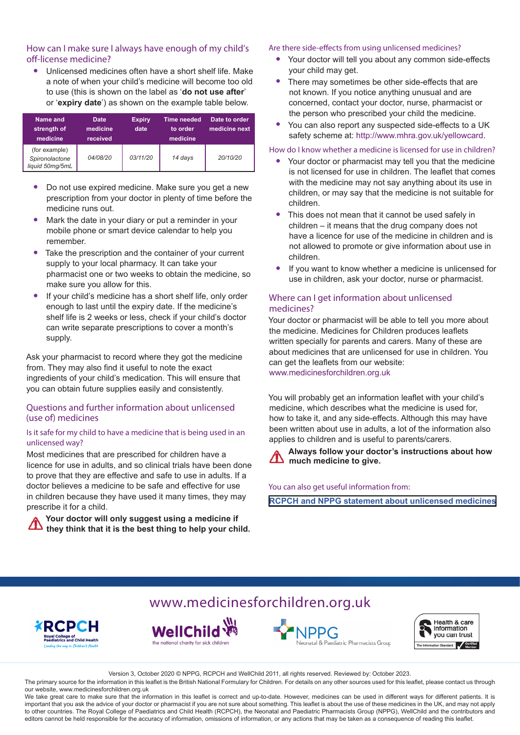## How can I make sure I always have enough of my child's off-license medicine?

- Unlicensed medicines often have a short shelf life. Make a note of when your child's medicine will become too old to use (this is shown on the label as '**do not use after**' or '**expiry date**') as shown on the example table below.

| Name and strength of medicine | Date medicine received | Expiry date | Time needed to order medicine | Date to order medicine next |
|---|---|---|---|---|
| (for example) *Spironolactone liquid 50mg/5mL* | *04/08/20* | *03/11/20* | *14 days* | *20/10/20* |

- Do not use expired medicine. Make sure you get a new prescription from your doctor in plenty of time before the medicine runs out.
- Mark the date in your diary or put a reminder in your mobile phone or smart device calendar to help you remember.
- Take the prescription and the container of your current supply to your local pharmacy. It can take your pharmacist one or two weeks to obtain the medicine, so make sure you allow for this.
- If your child's medicine has a short shelf life, only order enough to last until the expiry date. If the medicine's shelf life is 2 weeks or less, check if your child's doctor can write separate prescriptions to cover a month's supply.

Ask your pharmacist to record where they got the medicine from. They may also find it useful to note the exact ingredients of your child's medication. This will ensure that you can obtain future supplies easily and consistently.

## Questions and further information about unlicensed (use of) medicines

### Is it safe for my child to have a medicine that is being used in an unlicensed way?

Most medicines that are prescribed for children have a licence for use in adults, and so clinical trials have been done to prove that they are effective and safe to use in adults. If a doctor believes a medicine to be safe and effective for use in children because they have used it many times, they may prescribe it for a child.

**Your doctor will only suggest using a medicine if they think that it is the best thing to help your child.**

### Are there side-effects from using unlicensed medicines?

- Your doctor will tell you about any common side-effects your child may get.
- There may sometimes be other side-effects that are not known. If you notice anything unusual and are concerned, contact your doctor, nurse, pharmacist or the person who prescribed your child the medicine.
- You can also report any suspected side-effects to a UK safety scheme at: http://www.mhra.gov.uk/yellowcard.

### How do I know whether a medicine is licensed for use in children?

- Your doctor or pharmacist may tell you that the medicine is not licensed for use in children. The leaflet that comes with the medicine may not say anything about its use in children, or may say that the medicine is not suitable for children.
- This does not mean that it cannot be used safely in children – it means that the drug company does not have a licence for use of the medicine in children and is not allowed to promote or give information about use in children.
- If you want to know whether a medicine is unlicensed for use in children, ask your doctor, nurse or pharmacist.

## Where can I get information about unlicensed medicines?

Your doctor or pharmacist will be able to tell you more about the medicine. Medicines for Children produces leaflets written specially for parents and carers. Many of these are about medicines that are unlicensed for use in children. You can get the leaflets from our website: www.medicinesforchildren.org.uk

You will probably get an information leaflet with your child's medicine, which describes what the medicine is used for, how to take it, and any side-effects. Although this may have been written about use in adults, a lot of the information also applies to children and is useful to parents/carers.

**Always follow your doctor's instructions about how much medicine to give.**

You can also get useful information from:

**RCPCH and NPPG statement about unlicensed medicines**

www.medicinesforchildren.org.uk

RCPCH Royal College of Paediatrics and Child Health – Leading the way in Children's Health

WellChild – the national charity for sick children

NPPG – Neonatal & Paediatric Pharmacists Group

Health & care information you can trust – The Information Standard – Certified Member

Version 3, October 2020 © NPPG, RCPCH and WellChild 2011, all rights reserved. Reviewed by: October 2023.

The primary source for the information in this leaflet is the British National Formulary for Children. For details on any other sources used for this leaflet, please contact us through our website, www.medicinesforchildren.org.uk

We take great care to make sure that the information in this leaflet is correct and up-to-date. However, medicines can be used in different ways for different patients. It is important that you ask the advice of your doctor or pharmacist if you are not sure about something. This leaflet is about the use of these medicines in the UK, and may not apply to other countries. The Royal College of Paediatrics and Child Health (RCPCH), the Neonatal and Paediatric Pharmacists Group (NPPG), WellChild and the contributors and editors cannot be held responsible for the accuracy of information, omissions of information, or any actions that may be taken as a consequence of reading this leaflet.